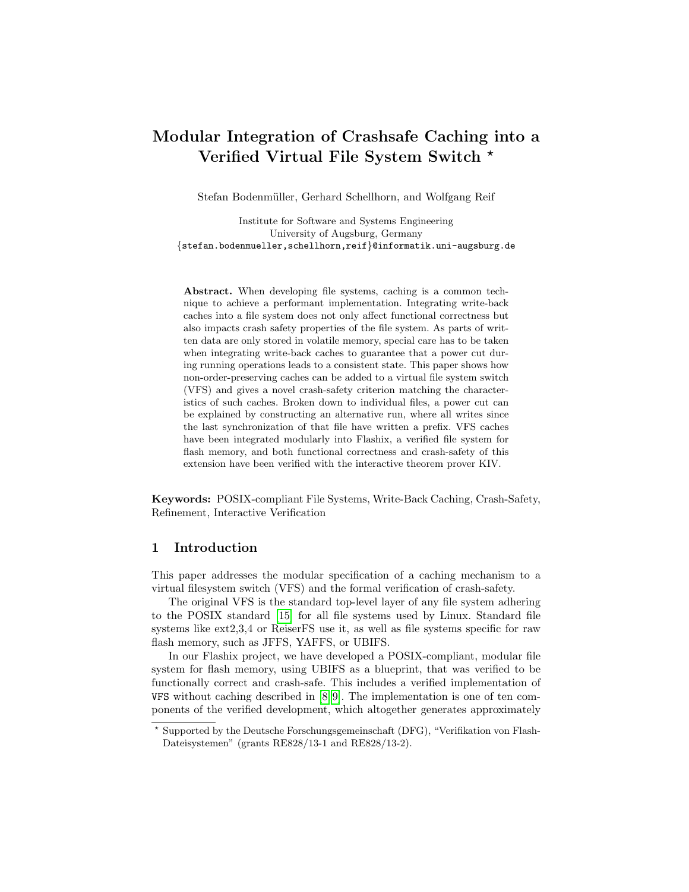# Modular Integration of Crashsafe Caching into a Verified Virtual File System Switch ⋆

Stefan Bodenmüller, Gerhard Schellhorn, and Wolfgang Reif

Institute for Software and Systems Engineering
University of Augsburg, Germany
{stefan.bodenmueller,schellhorn,reif}@informatik.uni-augsburg.de

**Abstract.** When developing file systems, caching is a common technique to achieve a performant implementation. Integrating write-back caches into a file system does not only affect functional correctness but also impacts crash safety properties of the file system. As parts of written data are only stored in volatile memory, special care has to be taken when integrating write-back caches to guarantee that a power cut during running operations leads to a consistent state. This paper shows how non-order-preserving caches can be added to a virtual file system switch (VFS) and gives a novel crash-safety criterion matching the characteristics of such caches. Broken down to individual files, a power cut can be explained by constructing an alternative run, where all writes since the last synchronization of that file have written a prefix. VFS caches have been integrated modularly into Flashix, a verified file system for flash memory, and both functional correctness and crash-safety of this extension have been verified with the interactive theorem prover KIV.

**Keywords:** POSIX-compliant File Systems, Write-Back Caching, Crash-Safety, Refinement, Interactive Verification

## 1 Introduction

This paper addresses the modular specification of a caching mechanism to a virtual filesystem switch (VFS) and the formal verification of crash-safety.

The original VFS is the standard top-level layer of any file system adhering to the POSIX standard [15] for all file systems used by Linux. Standard file systems like ext2,3,4 or ReiserFS use it, as well as file systems specific for raw flash memory, such as JFFS, YAFFS, or UBIFS.

In our Flashix project, we have developed a POSIX-compliant, modular file system for flash memory, using UBIFS as a blueprint, that was verified to be functionally correct and crash-safe. This includes a verified implementation of VFS without caching described in [8,9]. The implementation is one of ten components of the verified development, which altogether generates approximately

⋆ Supported by the Deutsche Forschungsgemeinschaft (DFG), "Verifikation von Flash-Dateisystemen" (grants RE828/13-1 and RE828/13-2).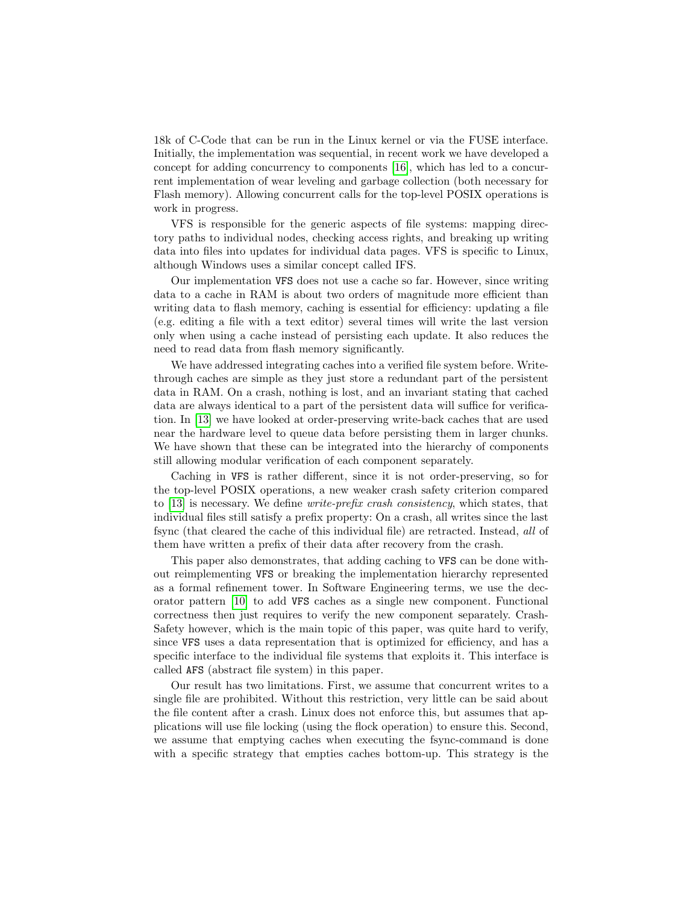18k of C-Code that can be run in the Linux kernel or via the FUSE interface. Initially, the implementation was sequential, in recent work we have developed a concept for adding concurrency to components [16], which has led to a concurrent implementation of wear leveling and garbage collection (both necessary for Flash memory). Allowing concurrent calls for the top-level POSIX operations is work in progress.

VFS is responsible for the generic aspects of file systems: mapping directory paths to individual nodes, checking access rights, and breaking up writing data into files into updates for individual data pages. VFS is specific to Linux, although Windows uses a similar concept called IFS.

Our implementation `VFS` does not use a cache so far. However, since writing data to a cache in RAM is about two orders of magnitude more efficient than writing data to flash memory, caching is essential for efficiency: updating a file (e.g. editing a file with a text editor) several times will write the last version only when using a cache instead of persisting each update. It also reduces the need to read data from flash memory significantly.

We have addressed integrating caches into a verified file system before. Write-through caches are simple as they just store a redundant part of the persistent data in RAM. On a crash, nothing is lost, and an invariant stating that cached data are always identical to a part of the persistent data will suffice for verification. In [13] we have looked at order-preserving write-back caches that are used near the hardware level to queue data before persisting them in larger chunks. We have shown that these can be integrated into the hierarchy of components still allowing modular verification of each component separately.

Caching in `VFS` is rather different, since it is not order-preserving, so for the top-level POSIX operations, a new weaker crash safety criterion compared to [13] is necessary. We define *write-prefix crash consistency*, which states, that individual files still satisfy a prefix property: On a crash, all writes since the last fsync (that cleared the cache of this individual file) are retracted. Instead, *all* of them have written a prefix of their data after recovery from the crash.

This paper also demonstrates, that adding caching to `VFS` can be done without reimplementing `VFS` or breaking the implementation hierarchy represented as a formal refinement tower. In Software Engineering terms, we use the decorator pattern [10] to add `VFS` caches as a single new component. Functional correctness then just requires to verify the new component separately. Crash-Safety however, which is the main topic of this paper, was quite hard to verify, since `VFS` uses a data representation that is optimized for efficiency, and has a specific interface to the individual file systems that exploits it. This interface is called `AFS` (abstract file system) in this paper.

Our result has two limitations. First, we assume that concurrent writes to a single file are prohibited. Without this restriction, very little can be said about the file content after a crash. Linux does not enforce this, but assumes that applications will use file locking (using the flock operation) to ensure this. Second, we assume that emptying caches when executing the fsync-command is done with a specific strategy that empties caches bottom-up. This strategy is the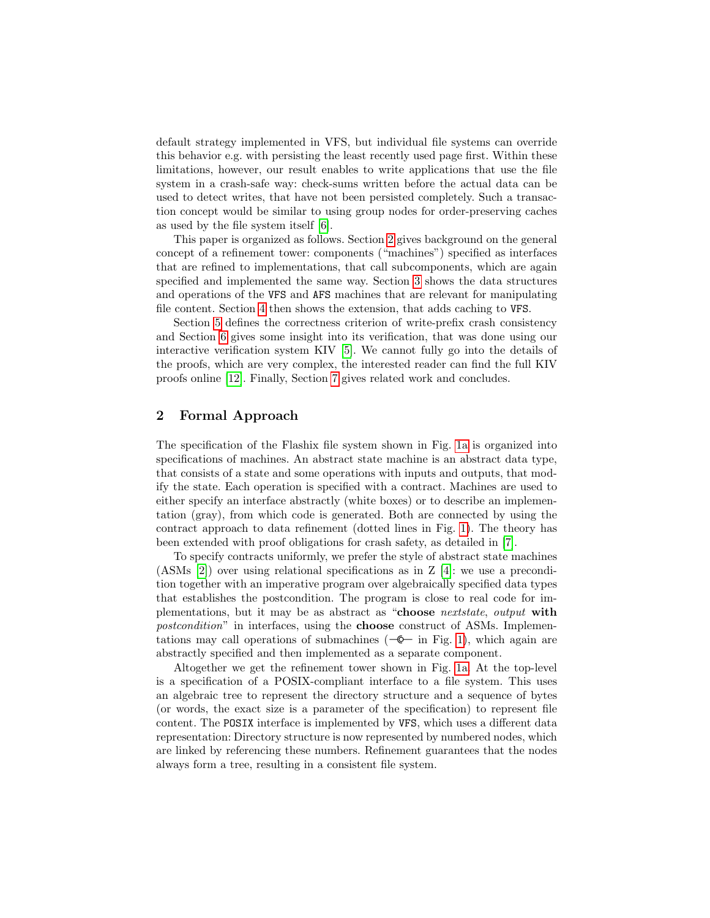default strategy implemented in VFS, but individual file systems can override this behavior e.g. with persisting the least recently used page first. Within these limitations, however, our result enables to write applications that use the file system in a crash-safe way: check-sums written before the actual data can be used to detect writes, that have not been persisted completely. Such a transaction concept would be similar to using group nodes for order-preserving caches as used by the file system itself [6].

This paper is organized as follows. Section 2 gives background on the general concept of a refinement tower: components ("machines") specified as interfaces that are refined to implementations, that call subcomponents, which are again specified and implemented the same way. Section 3 shows the data structures and operations of the `VFS` and `AFS` machines that are relevant for manipulating file content. Section 4 then shows the extension, that adds caching to `VFS`.

Section 5 defines the correctness criterion of write-prefix crash consistency and Section 6 gives some insight into its verification, that was done using our interactive verification system KIV [5]. We cannot fully go into the details of the proofs, which are very complex, the interested reader can find the full KIV proofs online [12]. Finally, Section 7 gives related work and concludes.

## 2 Formal Approach

The specification of the Flashix file system shown in Fig. 1a is organized into specifications of machines. An abstract state machine is an abstract data type, that consists of a state and some operations with inputs and outputs, that modify the state. Each operation is specified with a contract. Machines are used to either specify an interface abstractly (white boxes) or to describe an implementation (gray), from which code is generated. Both are connected by using the contract approach to data refinement (dotted lines in Fig. 1). The theory has been extended with proof obligations for crash safety, as detailed in [7].

To specify contracts uniformly, we prefer the style of abstract state machines (ASMs [2]) over using relational specifications as in Z [4]: we use a precondition together with an imperative program over algebraically specified data types that establishes the postcondition. The program is close to real code for implementations, but it may be as abstract as "**choose** *nextstate*, *output* **with** *postcondition*" in interfaces, using the **choose** construct of ASMs. Implementations may call operations of submachines (—○— in Fig. 1), which again are abstractly specified and then implemented as a separate component.

Altogether we get the refinement tower shown in Fig. 1a. At the top-level is a specification of a POSIX-compliant interface to a file system. This uses an algebraic tree to represent the directory structure and a sequence of bytes (or words, the exact size is a parameter of the specification) to represent file content. The `POSIX` interface is implemented by `VFS`, which uses a different data representation: Directory structure is now represented by numbered nodes, which are linked by referencing these numbers. Refinement guarantees that the nodes always form a tree, resulting in a consistent file system.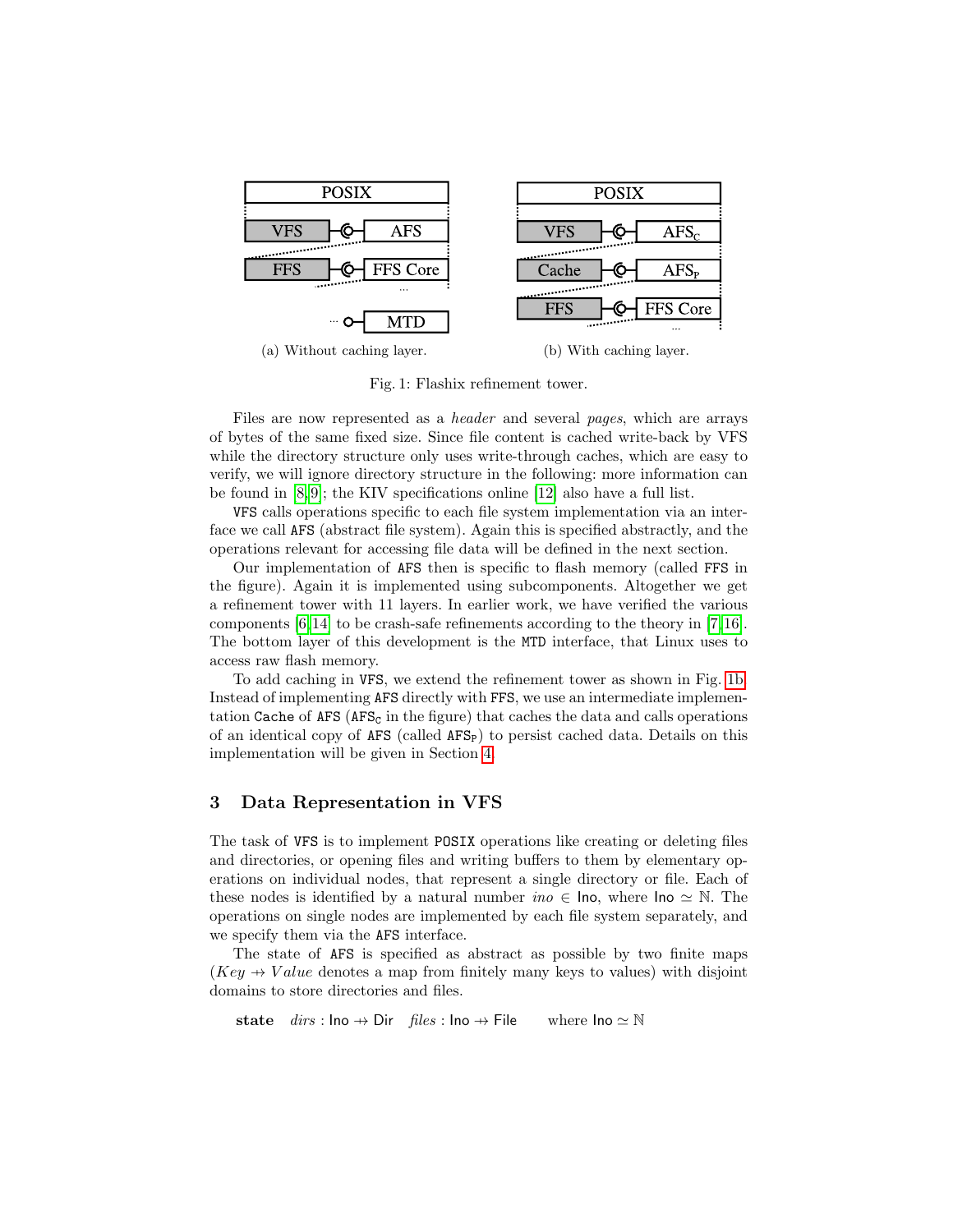(a) Without caching layer.

(b) With caching layer.

Fig. 1: Flashix refinement tower.

Files are now represented as a *header* and several *pages*, which are arrays of bytes of the same fixed size. Since file content is cached write-back by VFS while the directory structure only uses write-through caches, which are easy to verify, we will ignore directory structure in the following: more information can be found in [8,9]; the KIV specifications online [12] also have a full list.

`VFS` calls operations specific to each file system implementation via an interface we call `AFS` (abstract file system). Again this is specified abstractly, and the operations relevant for accessing file data will be defined in the next section.

Our implementation of `AFS` then is specific to flash memory (called `FFS` in the figure). Again it is implemented using subcomponents. Altogether we get a refinement tower with 11 layers. In earlier work, we have verified the various components [6,14] to be crash-safe refinements according to the theory in [7,16]. The bottom layer of this development is the `MTD` interface, that Linux uses to access raw flash memory.

To add caching in `VFS`, we extend the refinement tower as shown in Fig. 1b. Instead of implementing `AFS` directly with `FFS`, we use an intermediate implementation `Cache` of `AFS` ($\texttt{AFS}_\texttt{C}$ in the figure) that caches the data and calls operations of an identical copy of `AFS` (called $\texttt{AFS}_\texttt{P}$) to persist cached data. Details on this implementation will be given in Section 4.

## 3 Data Representation in VFS

The task of `VFS` is to implement `POSIX` operations like creating or deleting files and directories, or opening files and writing buffers to them by elementary operations on individual nodes, that represent a single directory or file. Each of these nodes is identified by a natural number $ino \in \mathsf{Ino}$, where $\mathsf{Ino} \simeq \mathbb{N}$. The operations on single nodes are implemented by each file system separately, and we specify them via the `AFS` interface.

The state of `AFS` is specified as abstract as possible by two finite maps ($Key \nrightarrow Value$ denotes a map from finitely many keys to values) with disjoint domains to store directories and files.

$$\textbf{state} \quad dirs : \mathsf{Ino} \nrightarrow \mathsf{Dir} \quad files : \mathsf{Ino} \nrightarrow \mathsf{File} \qquad \text{where } \mathsf{Ino} \simeq \mathbb{N}$$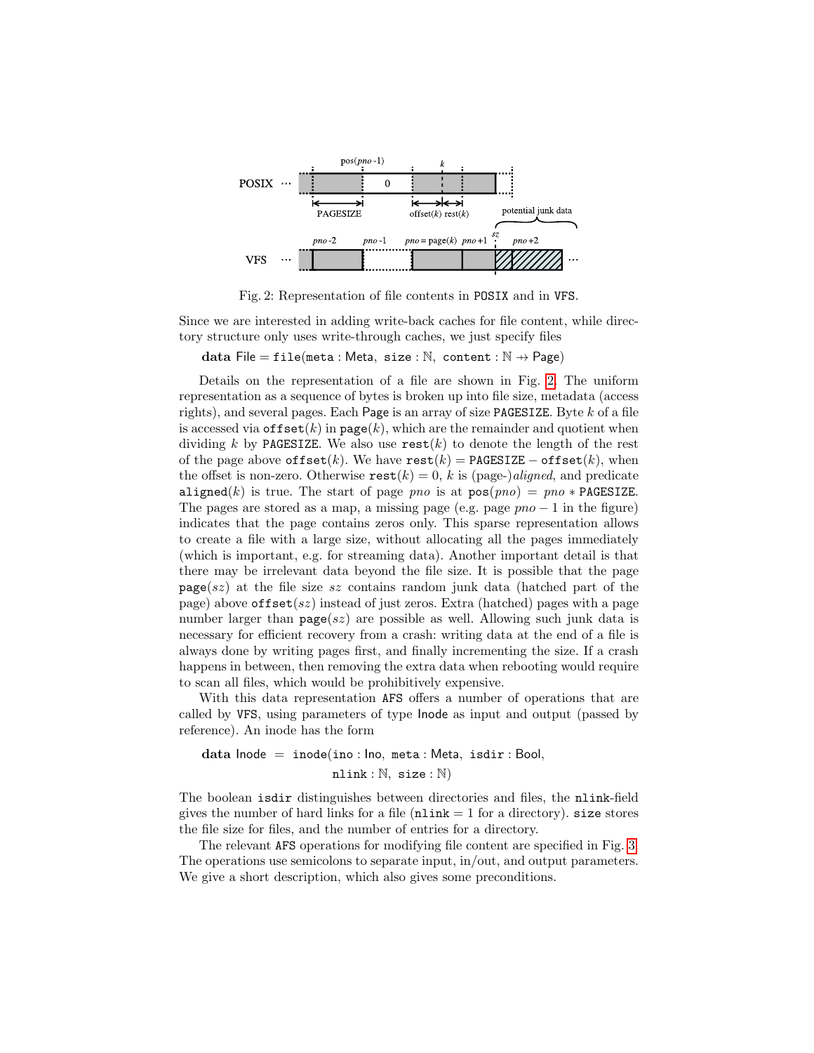Fig. 2: Representation of file contents in POSIX and in VFS.

Since we are interested in adding write-back caches for file content, while directory structure only uses write-through caches, we just specify files

$$\textbf{data}\ \mathsf{File} = \texttt{file}(\texttt{meta} : \mathsf{Meta},\ \texttt{size} : \mathbb{N},\ \texttt{content} : \mathbb{N} \nrightarrow \mathsf{Page})$$

Details on the representation of a file are shown in Fig. 2. The uniform representation as a sequence of bytes is broken up into file size, metadata (access rights), and several pages. Each Page is an array of size PAGESIZE. Byte $k$ of a file is accessed via $\texttt{offset}(k)$ in $\texttt{page}(k)$, which are the remainder and quotient when dividing $k$ by PAGESIZE. We also use $\texttt{rest}(k)$ to denote the length of the rest of the page above $\texttt{offset}(k)$. We have $\texttt{rest}(k) = \texttt{PAGESIZE} - \texttt{offset}(k)$, when the offset is non-zero. Otherwise $\texttt{rest}(k) = 0$, $k$ is (page-)*aligned*, and predicate $\texttt{aligned}(k)$ is true. The start of page $pno$ is at $\texttt{pos}(pno) = pno * \texttt{PAGESIZE}$. The pages are stored as a map, a missing page (e.g. page $pno - 1$ in the figure) indicates that the page contains zeros only. This sparse representation allows to create a file with a large size, without allocating all the pages immediately (which is important, e.g. for streaming data). Another important detail is that there may be irrelevant data beyond the file size. It is possible that the page $\texttt{page}(sz)$ at the file size $sz$ contains random junk data (hatched part of the page) above $\texttt{offset}(sz)$ instead of just zeros. Extra (hatched) pages with a page number larger than $\texttt{page}(sz)$ are possible as well. Allowing such junk data is necessary for efficient recovery from a crash: writing data at the end of a file is always done by writing pages first, and finally incrementing the size. If a crash happens in between, then removing the extra data when rebooting would require to scan all files, which would be prohibitively expensive.

With this data representation AFS offers a number of operations that are called by VFS, using parameters of type Inode as input and output (passed by reference). An inode has the form

$$\textbf{data}\ \mathsf{Inode} = \texttt{inode}(\texttt{ino} : \mathsf{Ino},\ \texttt{meta} : \mathsf{Meta},\ \texttt{isdir} : \mathsf{Bool},\ \texttt{nlink} : \mathbb{N},\ \texttt{size} : \mathbb{N})$$

The boolean isdir distinguishes between directories and files, the nlink-field gives the number of hard links for a file ($\texttt{nlink} = 1$ for a directory). size stores the file size for files, and the number of entries for a directory.

The relevant AFS operations for modifying file content are specified in Fig. 3. The operations use semicolons to separate input, in/out, and output parameters. We give a short description, which also gives some preconditions.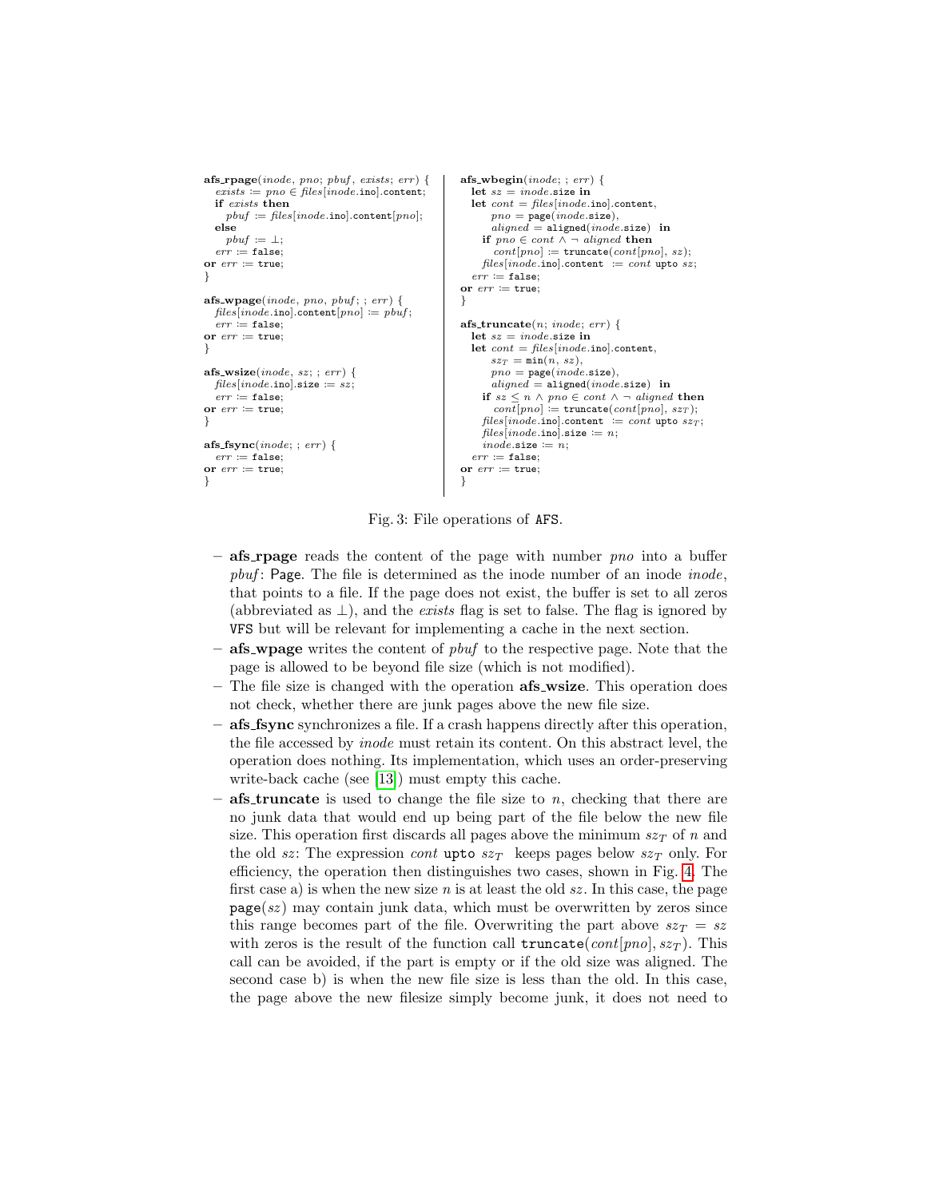```
afs_rpage(inode, pno; pbuf, exists; err) {
  exists := pno ∈ files[inode.ino].content;
  if exists then
    pbuf := files[inode.ino].content[pno];
  else
    pbuf := ⊥;
  err := false;
or err := true;
}

afs_wpage(inode, pno, pbuf; ; err) {
  files[inode.ino].content[pno] := pbuf;
  err := false;
or err := true;
}

afs_wsize(inode, sz; ; err) {
  files[inode.ino].size := sz;
  err := false;
or err := true;
}

afs_fsync(inode; ; err) {
  err := false;
or err := true;
}
```

```
afs_wbegin(inode; ; err) {
  let sz = inode.size in
  let cont = files[inode.ino].content,
      pno = page(inode.size),
      aligned = aligned(inode.size) in
    if pno ∈ cont ∧ ¬ aligned then
      cont[pno] := truncate(cont[pno], sz);
    files[inode.ino].content := cont upto sz;
  err := false;
or err := true;
}

afs_truncate(n; inode; err) {
  let sz = inode.size in
  let cont = files[inode.ino].content,
      sz_T = min(n, sz),
      pno = page(inode.size),
      aligned = aligned(inode.size) in
    if sz ≤ n ∧ pno ∈ cont ∧ ¬ aligned then
      cont[pno] := truncate(cont[pno], sz_T);
    files[inode.ino].content := cont upto sz_T;
    files[inode.ino].size := n;
    inode.size := n;
  err := false;
or err := true;
}
```

Fig. 3: File operations of AFS.

- **afs_rpage** reads the content of the page with number *pno* into a buffer *pbuf* : Page. The file is determined as the inode number of an inode *inode*, that points to a file. If the page does not exist, the buffer is set to all zeros (abbreviated as ⊥), and the *exists* flag is set to false. The flag is ignored by VFS but will be relevant for implementing a cache in the next section.
- **afs_wpage** writes the content of *pbuf* to the respective page. Note that the page is allowed to be beyond file size (which is not modified).
- The file size is changed with the operation **afs_wsize**. This operation does not check, whether there are junk pages above the new file size.
- **afs_fsync** synchronizes a file. If a crash happens directly after this operation, the file accessed by *inode* must retain its content. On this abstract level, the operation does nothing. Its implementation, which uses an order-preserving write-back cache (see [13]) must empty this cache.
- **afs_truncate** is used to change the file size to $n$, checking that there are no junk data that would end up being part of the file below the new file size. This operation first discards all pages above the minimum $sz_T$ of $n$ and the old $sz$: The expression *cont* upto $sz_T$ keeps pages below $sz_T$ only. For efficiency, the operation then distinguishes two cases, shown in Fig. 4. The first case a) is when the new size $n$ is at least the old $sz$. In this case, the page page($sz$) may contain junk data, which must be overwritten by zeros since this range becomes part of the file. Overwriting the part above $sz_T = sz$ with zeros is the result of the function call truncate(*cont*[*pno*], $sz_T$). This call can be avoided, if the part is empty or if the old size was aligned. The second case b) is when the new file size is less than the old. In this case, the page above the new filesize simply become junk, it does not need to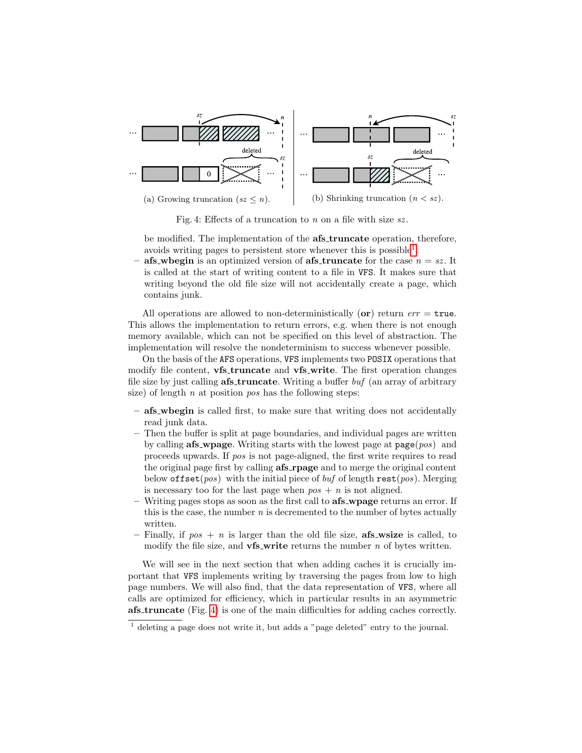(a) Growing truncation ($sz \leq n$).

(b) Shrinking truncation ($n < sz$).

Fig. 4: Effects of a truncation to $n$ on a file with size $sz$.

be modified. The implementation of the **afs_truncate** operation, therefore, avoids writing pages to persistent store whenever this is possible[1].

– **afs_wbegin** is an optimized version of **afs_truncate** for the case $n = sz$. It is called at the start of writing content to a file in VFS. It makes sure that writing beyond the old file size will not accidentally create a page, which contains junk.

All operations are allowed to non-deterministically (**or**) return $err$ = true. This allows the implementation to return errors, e.g. when there is not enough memory available, which can not be specified on this level of abstraction. The implementation will resolve the nondeterminism to success whenever possible.

On the basis of the AFS operations, VFS implements two POSIX operations that modify file content, **vfs_truncate** and **vfs_write**. The first operation changes file size by just calling **afs_truncate**. Writing a buffer *buf* (an array of arbitrary size) of length $n$ at position $pos$ has the following steps:

– **afs_wbegin** is called first, to make sure that writing does not accidentally read junk data.
– Then the buffer is split at page boundaries, and individual pages are written by calling **afs_wpage**. Writing starts with the lowest page at page($pos$) and proceeds upwards. If $pos$ is not page-aligned, the first write requires to read the original page first by calling **afs_rpage** and to merge the original content below offset($pos$) with the initial piece of *buf* of length rest($pos$). Merging is necessary too for the last page when $pos + n$ is not aligned.
– Writing pages stops as soon as the first call to **afs_wpage** returns an error. If this is the case, the number $n$ is decremented to the number of bytes actually written.
– Finally, if $pos + n$ is larger than the old file size, **afs_wsize** is called, to modify the file size, and **vfs_write** returns the number $n$ of bytes written.

We will see in the next section that when adding caches it is crucially important that VFS implements writing by traversing the pages from low to high page numbers. We will also find, that the data representation of VFS, where all calls are optimized for efficiency, which in particular results in an asymmetric **afs_truncate** (Fig. 4) is one of the main difficulties for adding caches correctly.

[1] deleting a page does not write it, but adds a "page deleted" entry to the journal.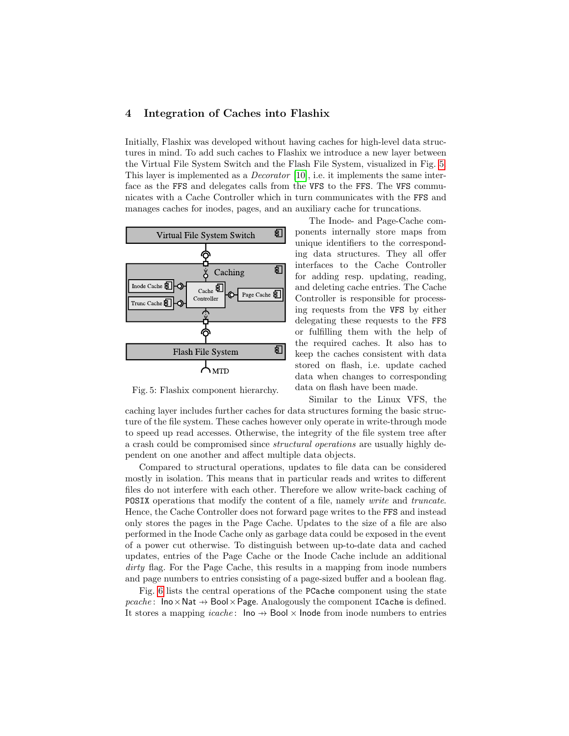## 4 Integration of Caches into Flashix

Initially, Flashix was developed without having caches for high-level data structures in mind. To add such caches to Flashix we introduce a new layer between the Virtual File System Switch and the Flash File System, visualized in Fig. 5. This layer is implemented as a *Decorator* [10], i.e. it implements the same interface as the FFS and delegates calls from the VFS to the FFS. The VFS communicates with a Cache Controller which in turn communicates with the FFS and manages caches for inodes, pages, and an auxiliary cache for truncations.

Fig. 5: Flashix component hierarchy.

The Inode- and Page-Cache components internally store maps from unique identifiers to the corresponding data structures. They all offer interfaces to the Cache Controller for adding resp. updating, reading, and deleting cache entries. The Cache Controller is responsible for processing requests from the VFS by either delegating these requests to the FFS or fulfilling them with the help of the required caches. It also has to keep the caches consistent with data stored on flash, i.e. update cached data when changes to corresponding data on flash have been made.

Similar to the Linux VFS, the caching layer includes further caches for data structures forming the basic structure of the file system. These caches however only operate in write-through mode to speed up read accesses. Otherwise, the integrity of the file system tree after a crash could be compromised since *structural operations* are usually highly dependent on one another and affect multiple data objects.

Compared to structural operations, updates to file data can be considered mostly in isolation. This means that in particular reads and writes to different files do not interfere with each other. Therefore we allow write-back caching of POSIX operations that modify the content of a file, namely *write* and *truncate*. Hence, the Cache Controller does not forward page writes to the FFS and instead only stores the pages in the Page Cache. Updates to the size of a file are also performed in the Inode Cache only as garbage data could be exposed in the event of a power cut otherwise. To distinguish between up-to-date data and cached updates, entries of the Page Cache or the Inode Cache include an additional *dirty* flag. For the Page Cache, this results in a mapping from inode numbers and page numbers to entries consisting of a page-sized buffer and a boolean flag.

Fig. 6 lists the central operations of the PCache component using the state $pcache\colon \mathsf{Ino} \times \mathsf{Nat} \nrightarrow \mathsf{Bool} \times \mathsf{Page}$. Analogously the component ICache is defined. It stores a mapping $icache\colon \mathsf{Ino} \nrightarrow \mathsf{Bool} \times \mathsf{Inode}$ from inode numbers to entries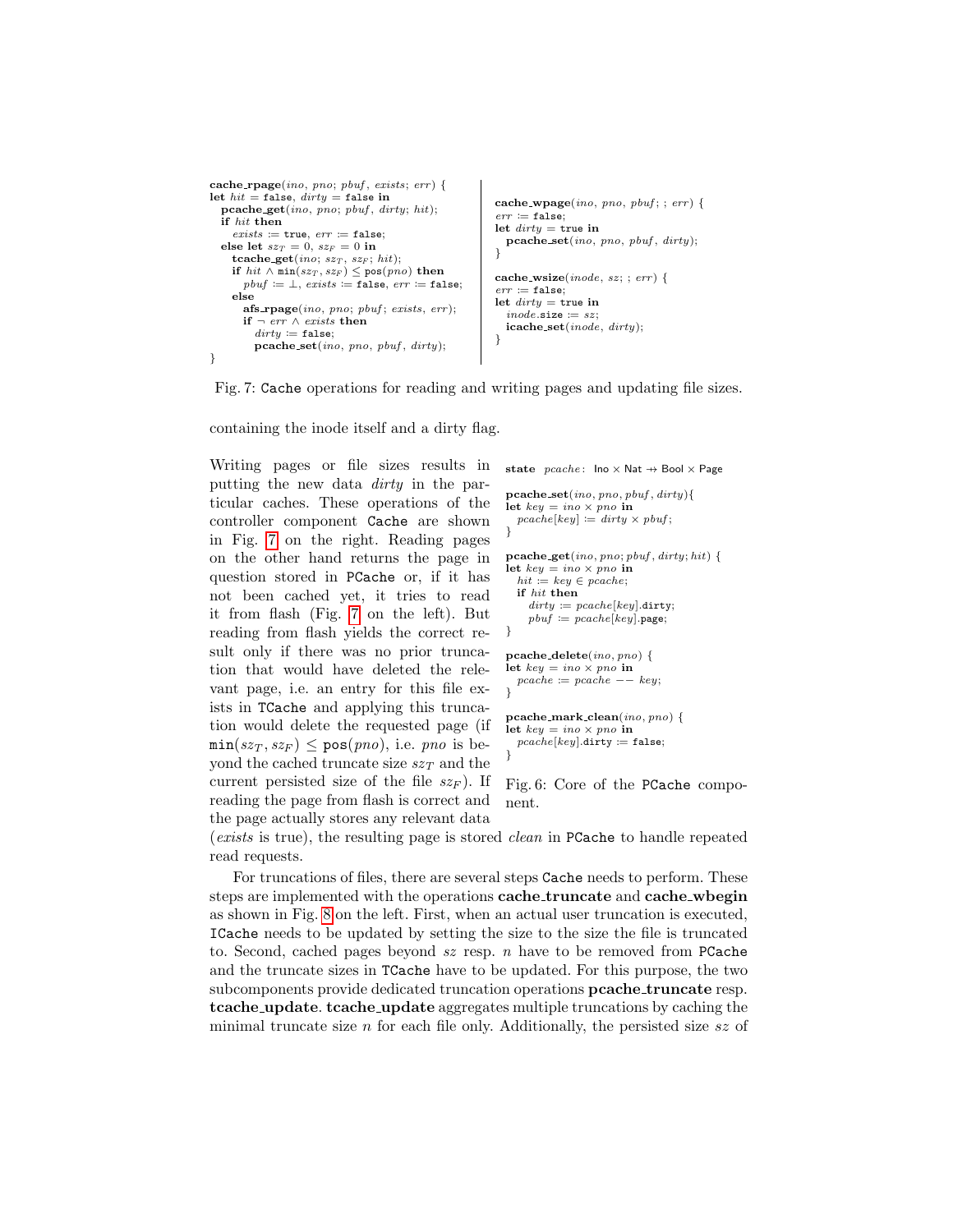```
cache_rpage(ino, pno; pbuf, exists; err) {
let hit = false, dirty = false in
  pcache_get(ino, pno; pbuf, dirty; hit);
  if hit then
    exists := true, err := false;
  else let sz_T = 0, sz_F = 0 in
    tcache_get(ino; sz_T, sz_F; hit);
    if hit ∧ min(sz_T, sz_F) ≤ pos(pno) then
      pbuf := ⊥, exists := false, err := false;
    else
      afs_rpage(ino, pno; pbuf; exists, err);
      if ¬ err ∧ exists then
        dirty := false;
        pcache_set(ino, pno, pbuf, dirty);
}
```

```
cache_wpage(ino, pno, pbuf; ; err) {
err := false;
let dirty = true in
  pcache_set(ino, pno, pbuf, dirty);
}

cache_wsize(inode, sz; ; err) {
err := false;
let dirty = true in
  inode.size := sz;
  icache_set(inode, dirty);
}
```

Fig. 7: Cache operations for reading and writing pages and updating file sizes.

containing the inode itself and a dirty flag.

Writing pages or file sizes results in putting the new data *dirty* in the particular caches. These operations of the controller component Cache are shown in Fig. 7 on the right. Reading pages on the other hand returns the page in question stored in PCache or, if it has not been cached yet, it tries to read it from flash (Fig. 7 on the left). But reading from flash yields the correct result only if there was no prior truncation that would have deleted the relevant page, i.e. an entry for this file exists in TCache and applying this truncation would delete the requested page (if $\mathtt{min}(sz_T, sz_F) \leq \mathtt{pos}(pno)$, i.e. *pno* is beyond the cached truncate size $sz_T$ and the current persisted size of the file $sz_F$). If reading the page from flash is correct and the page actually stores any relevant data (*exists* is true), the resulting page is stored *clean* in PCache to handle repeated read requests.

```
state pcache: Ino × Nat ⇸ Bool × Page

pcache_set(ino, pno, pbuf, dirty){
let key = ino × pno in
  pcache[key] := dirty × pbuf;
}

pcache_get(ino, pno; pbuf, dirty; hit) {
let key = ino × pno in
  hit := key ∈ pcache;
  if hit then
    dirty := pcache[key].dirty;
    pbuf := pcache[key].page;
}

pcache_delete(ino, pno) {
let key = ino × pno in
  pcache := pcache −− key;
}

pcache_mark_clean(ino, pno) {
let key = ino × pno in
  pcache[key].dirty := false;
}
```

Fig. 6: Core of the PCache component.

For truncations of files, there are several steps Cache needs to perform. These steps are implemented with the operations **cache_truncate** and **cache_wbegin** as shown in Fig. 8 on the left. First, when an actual user truncation is executed, ICache needs to be updated by setting the size to the size the file is truncated to. Second, cached pages beyond *sz* resp. *n* have to be removed from PCache and the truncate sizes in TCache have to be updated. For this purpose, the two subcomponents provide dedicated truncation operations **pcache_truncate** resp. **tcache_update**. **tcache_update** aggregates multiple truncations by caching the minimal truncate size *n* for each file only. Additionally, the persisted size *sz* of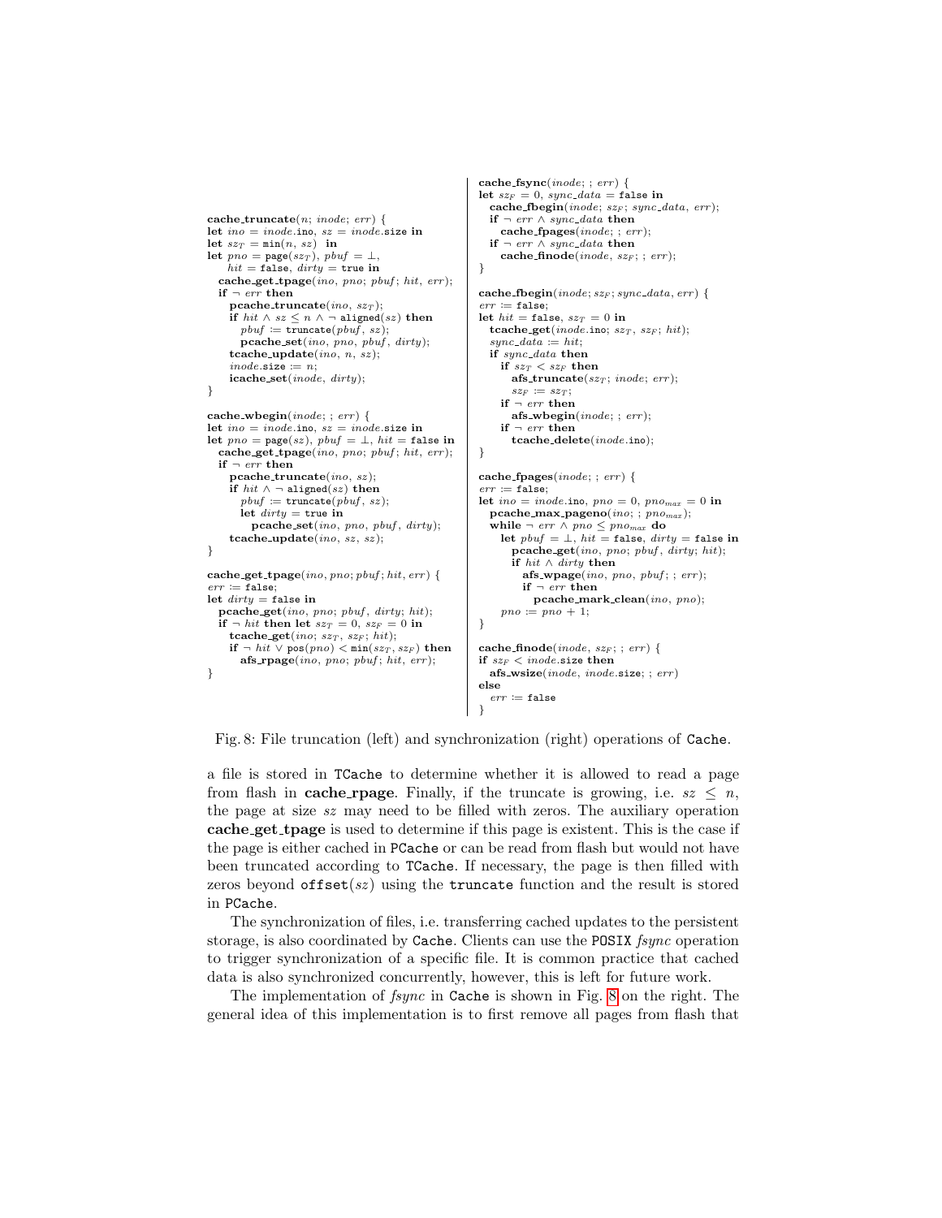```
cache_truncate(n; inode; err) {
let ino = inode.ino, sz = inode.size in
let sz_T = min(n, sz)  in
let pno = page(sz_T), pbuf = ⊥,
    hit = false, dirty = true in
  cache_get_tpage(ino, pno; pbuf; hit, err);
  if ¬ err then
    pcache_truncate(ino, sz_T);
    if hit ∧ sz ≤ n ∧ ¬ aligned(sz) then
      pbuf := truncate(pbuf, sz);
      pcache_set(ino, pno, pbuf, dirty);
    tcache_update(ino, n, sz);
    inode.size := n;
    icache_set(inode, dirty);
}

cache_wbegin(inode; ; err) {
let ino = inode.ino, sz = inode.size in
let pno = page(sz), pbuf = ⊥, hit = false in
  cache_get_tpage(ino, pno; pbuf; hit, err);
  if ¬ err then
    pcache_truncate(ino, sz);
    if hit ∧ ¬ aligned(sz) then
      pbuf := truncate(pbuf, sz);
      let dirty = true in
        pcache_set(ino, pno, pbuf, dirty);
    tcache_update(ino, sz, sz);
}

cache_get_tpage(ino, pno; pbuf; hit, err) {
err := false;
let dirty = false in
  pcache_get(ino, pno; pbuf, dirty; hit);
  if ¬ hit then let sz_T = 0, sz_F = 0 in
    tcache_get(ino; sz_T, sz_F; hit);
    if ¬ hit ∨ pos(pno) < min(sz_T, sz_F) then
      afs_rpage(ino, pno; pbuf; hit, err);
}
```

```
cache_fsync(inode; ; err) {
let sz_F = 0, sync_data = false in
  cache_fbegin(inode; sz_F; sync_data, err);
  if ¬ err ∧ sync_data then
    cache_fpages(inode; ; err);
  if ¬ err ∧ sync_data then
    cache_finode(inode, sz_F; ; err);
}

cache_fbegin(inode; sz_F; sync_data, err) {
err := false;
let hit = false, sz_T = 0 in
  tcache_get(inode.ino; sz_T, sz_F; hit);
  sync_data := hit;
  if sync_data then
    if sz_T < sz_F then
      afs_truncate(sz_T; inode; err);
      sz_F := sz_T;
    if ¬ err then
      afs_wbegin(inode; ; err);
    if ¬ err then
      tcache_delete(inode.ino);
}

cache_fpages(inode; ; err) {
err := false;
let ino = inode.ino, pno = 0, pno_max = 0 in
  pcache_max_pageno(ino; ; pno_max);
  while ¬ err ∧ pno ≤ pno_max do
    let pbuf = ⊥, hit = false, dirty = false in
      pcache_get(ino, pno; pbuf, dirty; hit);
      if hit ∧ dirty then
        afs_wpage(ino, pno, pbuf; ; err);
        if ¬ err then
          pcache_mark_clean(ino, pno);
    pno := pno + 1;
}

cache_finode(inode, sz_F; ; err) {
if sz_F < inode.size then
  afs_wsize(inode, inode.size; ; err)
else
  err := false
}
```

Fig. 8: File truncation (left) and synchronization (right) operations of Cache.

a file is stored in TCache to determine whether it is allowed to read a page from flash in **cache_rpage**. Finally, if the truncate is growing, i.e. $sz \leq n$, the page at size $sz$ may need to be filled with zeros. The auxiliary operation **cache_get_tpage** is used to determine if this page is existent. This is the case if the page is either cached in PCache or can be read from flash but would not have been truncated according to TCache. If necessary, the page is then filled with zeros beyond offset($sz$) using the truncate function and the result is stored in PCache.

The synchronization of files, i.e. transferring cached updates to the persistent storage, is also coordinated by Cache. Clients can use the POSIX *fsync* operation to trigger synchronization of a specific file. It is common practice that cached data is also synchronized concurrently, however, this is left for future work.

The implementation of *fsync* in Cache is shown in Fig. 8 on the right. The general idea of this implementation is to first remove all pages from flash that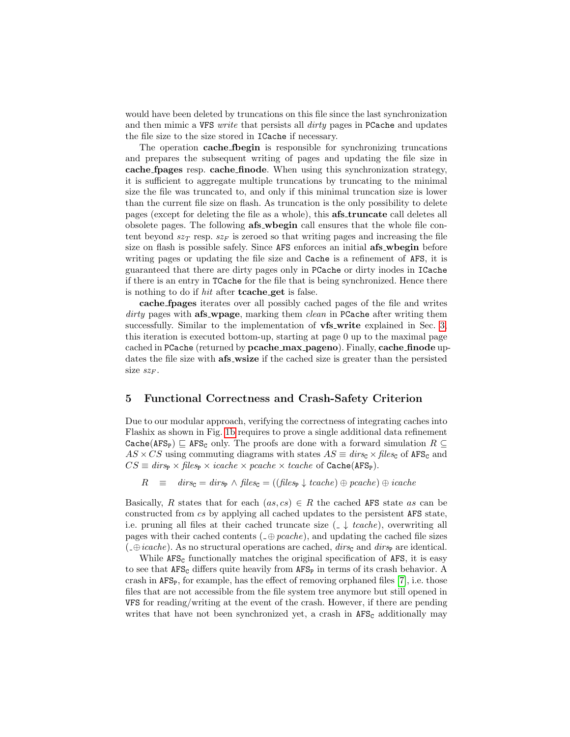would have been deleted by truncations on this file since the last synchronization and then mimic a `VFS` *write* that persists all *dirty* pages in `PCache` and updates the file size to the size stored in `ICache` if necessary.

The operation **cache_fbegin** is responsible for synchronizing truncations and prepares the subsequent writing of pages and updating the file size in **cache_fpages** resp. **cache_finode**. When using this synchronization strategy, it is sufficient to aggregate multiple truncations by truncating to the minimal size the file was truncated to, and only if this minimal truncation size is lower than the current file size on flash. As truncation is the only possibility to delete pages (except for deleting the file as a whole), this **afs_truncate** call deletes all obsolete pages. The following **afs_wbegin** call ensures that the whole file content beyond $sz_T$ resp. $sz_F$ is zeroed so that writing pages and increasing the file size on flash is possible safely. Since `AFS` enforces an initial **afs_wbegin** before writing pages or updating the file size and `Cache` is a refinement of `AFS`, it is guaranteed that there are dirty pages only in `PCache` or dirty inodes in `ICache` if there is an entry in `TCache` for the file that is being synchronized. Hence there is nothing to do if *hit* after **tcache_get** is false.

**cache_fpages** iterates over all possibly cached pages of the file and writes *dirty* pages with **afs_wpage**, marking them *clean* in `PCache` after writing them successfully. Similar to the implementation of **vfs_write** explained in Sec. 3, this iteration is executed bottom-up, starting at page 0 up to the maximal page cached in `PCache` (returned by **pcache_max_pageno**). Finally, **cache_finode** updates the file size with **afs_wsize** if the cached size is greater than the persisted size $sz_F$.

## 5 Functional Correctness and Crash-Safety Criterion

Due to our modular approach, verifying the correctness of integrating caches into Flashix as shown in Fig. 1b requires to prove a single additional data refinement $\mathtt{Cache}(\mathtt{AFS_P}) \sqsubseteq \mathtt{AFS_C}$ only. The proofs are done with a forward simulation $R \subseteq AS \times CS$ using commuting diagrams with states $AS \equiv dirs_{\mathtt{C}} \times files_{\mathtt{C}}$ of $\mathtt{AFS_C}$ and $CS \equiv dirs_{\mathtt{P}} \times files_{\mathtt{P}} \times icache \times pcache \times tcache$ of $\mathtt{Cache}(\mathtt{AFS_P})$.

$$R \quad \equiv \quad dirs_{\mathtt{C}} = dirs_{\mathtt{P}} \wedge files_{\mathtt{C}} = ((files_{\mathtt{P}} \downarrow tcache) \oplus pcache) \oplus icache$$

Basically, $R$ states that for each $(as, cs) \in R$ the cached `AFS` state $as$ can be constructed from $cs$ by applying all cached updates to the persistent `AFS` state, i.e. pruning all files at their cached truncate size ($\_ \downarrow tcache$), overwriting all pages with their cached contents ($\_ \oplus pcache$), and updating the cached file sizes ($\_ \oplus icache$). As no structural operations are cached, $dirs_{\mathtt{C}}$ and $dirs_{\mathtt{P}}$ are identical.

While $\mathtt{AFS_C}$ functionally matches the original specification of `AFS`, it is easy to see that $\mathtt{AFS_C}$ differs quite heavily from $\mathtt{AFS_P}$ in terms of its crash behavior. A crash in $\mathtt{AFS_P}$, for example, has the effect of removing orphaned files [7], i.e. those files that are not accessible from the file system tree anymore but still opened in `VFS` for reading/writing at the event of the crash. However, if there are pending writes that have not been synchronized yet, a crash in $\mathtt{AFS_C}$ additionally may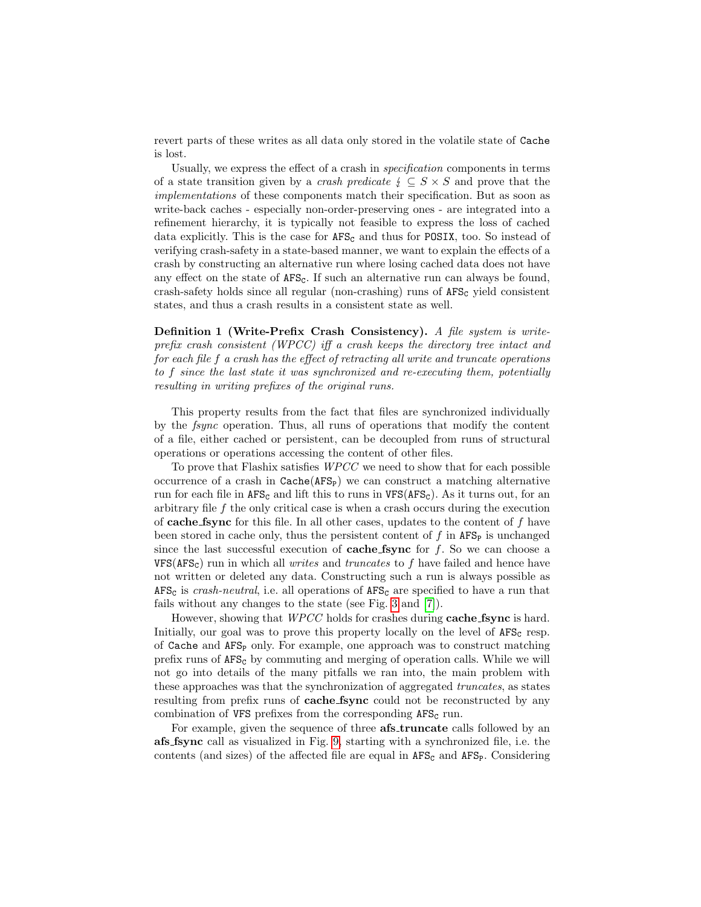revert parts of these writes as all data only stored in the volatile state of `Cache` is lost.

Usually, we express the effect of a crash in *specification* components in terms of a state transition given by a *crash predicate* $\lightning \subseteq S \times S$ and prove that the *implementations* of these components match their specification. But as soon as write-back caches - especially non-order-preserving ones - are integrated into a refinement hierarchy, it is typically not feasible to express the loss of cached data explicitly. This is the case for $\texttt{AFS}_\texttt{C}$ and thus for `POSIX`, too. So instead of verifying crash-safety in a state-based manner, we want to explain the effects of a crash by constructing an alternative run where losing cached data does not have any effect on the state of $\texttt{AFS}_\texttt{C}$. If such an alternative run can always be found, crash-safety holds since all regular (non-crashing) runs of $\texttt{AFS}_\texttt{C}$ yield consistent states, and thus a crash results in a consistent state as well.

**Definition 1 (Write-Prefix Crash Consistency).** *A file system is write-prefix crash consistent (WPCC) iff a crash keeps the directory tree intact and for each file f a crash has the effect of retracting all write and truncate operations to f since the last state it was synchronized and re-executing them, potentially resulting in writing prefixes of the original runs.*

This property results from the fact that files are synchronized individually by the *fsync* operation. Thus, all runs of operations that modify the content of a file, either cached or persistent, can be decoupled from runs of structural operations or operations accessing the content of other files.

To prove that Flashix satisfies *WPCC* we need to show that for each possible occurrence of a crash in $\texttt{Cache}(\texttt{AFS}_\texttt{P})$ we can construct a matching alternative run for each file in $\texttt{AFS}_\texttt{C}$ and lift this to runs in $\texttt{VFS}(\texttt{AFS}_\texttt{C})$. As it turns out, for an arbitrary file $f$ the only critical case is when a crash occurs during the execution of **cache_fsync** for this file. In all other cases, updates to the content of $f$ have been stored in cache only, thus the persistent content of $f$ in $\texttt{AFS}_\texttt{P}$ is unchanged since the last successful execution of **cache_fsync** for $f$. So we can choose a $\texttt{VFS}(\texttt{AFS}_\texttt{C})$ run in which all *writes* and *truncates* to $f$ have failed and hence have not written or deleted any data. Constructing such a run is always possible as $\texttt{AFS}_\texttt{C}$ is *crash-neutral*, i.e. all operations of $\texttt{AFS}_\texttt{C}$ are specified to have a run that fails without any changes to the state (see Fig. 3 and [7]).

However, showing that *WPCC* holds for crashes during **cache_fsync** is hard. Initially, our goal was to prove this property locally on the level of $\texttt{AFS}_\texttt{C}$ resp. of `Cache` and $\texttt{AFS}_\texttt{P}$ only. For example, one approach was to construct matching prefix runs of $\texttt{AFS}_\texttt{C}$ by commuting and merging of operation calls. While we will not go into details of the many pitfalls we ran into, the main problem with these approaches was that the synchronization of aggregated *truncates*, as states resulting from prefix runs of **cache_fsync** could not be reconstructed by any combination of `VFS` prefixes from the corresponding $\texttt{AFS}_\texttt{C}$ run.

For example, given the sequence of three **afs_truncate** calls followed by an **afs_fsync** call as visualized in Fig. 9, starting with a synchronized file, i.e. the contents (and sizes) of the affected file are equal in $\texttt{AFS}_\texttt{C}$ and $\texttt{AFS}_\texttt{P}$. Considering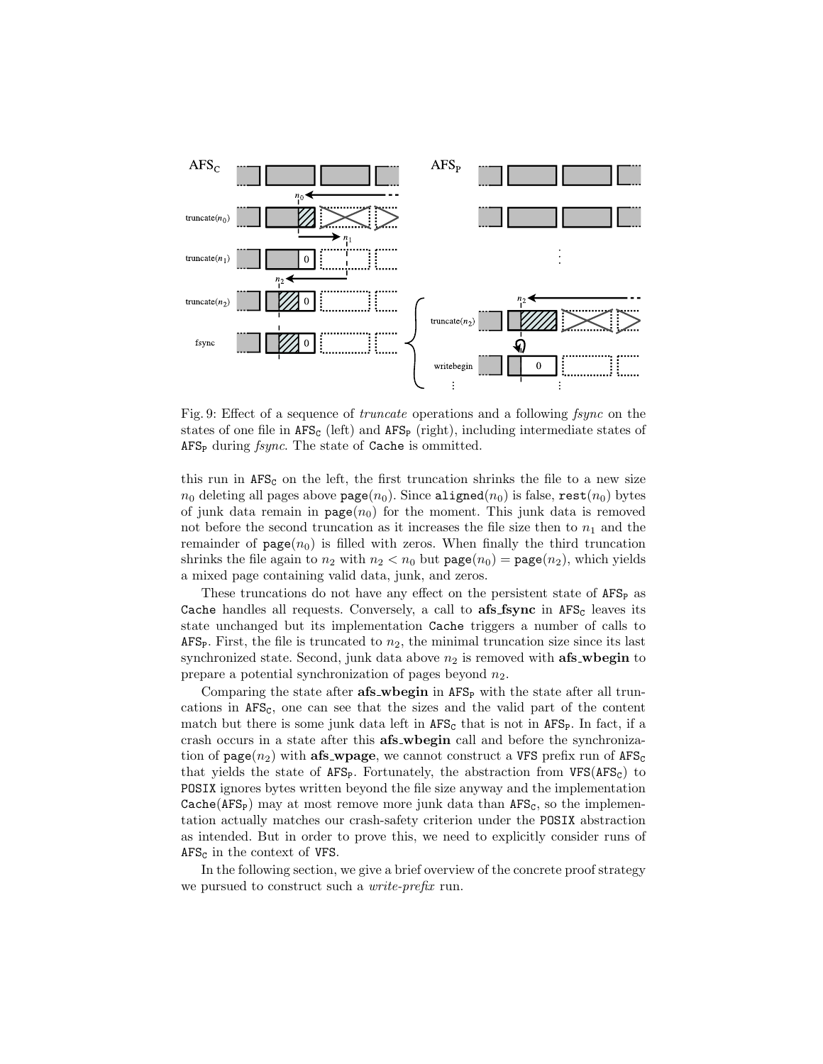Fig. 9: Effect of a sequence of *truncate* operations and a following *fsync* on the states of one file in $\mathtt{AFS_C}$ (left) and $\mathtt{AFS_P}$ (right), including intermediate states of $\mathtt{AFS_P}$ during *fsync*. The state of Cache is ommitted.

this run in $\mathtt{AFS_C}$ on the left, the first truncation shrinks the file to a new size $n_0$ deleting all pages above $\mathtt{page}(n_0)$. Since $\mathtt{aligned}(n_0)$ is false, $\mathtt{rest}(n_0)$ bytes of junk data remain in $\mathtt{page}(n_0)$ for the moment. This junk data is removed not before the second truncation as it increases the file size then to $n_1$ and the remainder of $\mathtt{page}(n_0)$ is filled with zeros. When finally the third truncation shrinks the file again to $n_2$ with $n_2 < n_0$ but $\mathtt{page}(n_0) = \mathtt{page}(n_2)$, which yields a mixed page containing valid data, junk, and zeros.

These truncations do not have any effect on the persistent state of $\mathtt{AFS_P}$ as Cache handles all requests. Conversely, a call to **afs_fsync** in $\mathtt{AFS_C}$ leaves its state unchanged but its implementation Cache triggers a number of calls to $\mathtt{AFS_P}$. First, the file is truncated to $n_2$, the minimal truncation size since its last synchronized state. Second, junk data above $n_2$ is removed with **afs_wbegin** to prepare a potential synchronization of pages beyond $n_2$.

Comparing the state after **afs_wbegin** in $\mathtt{AFS_P}$ with the state after all truncations in $\mathtt{AFS_C}$, one can see that the sizes and the valid part of the content match but there is some junk data left in $\mathtt{AFS_C}$ that is not in $\mathtt{AFS_P}$. In fact, if a crash occurs in a state after this **afs_wbegin** call and before the synchronization of $\mathtt{page}(n_2)$ with **afs_wpage**, we cannot construct a VFS prefix run of $\mathtt{AFS_C}$ that yields the state of $\mathtt{AFS_P}$. Fortunately, the abstraction from $\mathtt{VFS}(\mathtt{AFS_C})$ to POSIX ignores bytes written beyond the file size anyway and the implementation $\mathtt{Cache}(\mathtt{AFS_P})$ may at most remove more junk data than $\mathtt{AFS_C}$, so the implementation actually matches our crash-safety criterion under the POSIX abstraction as intended. But in order to prove this, we need to explicitly consider runs of $\mathtt{AFS_C}$ in the context of VFS.

In the following section, we give a brief overview of the concrete proof strategy we pursued to construct such a *write-prefix* run.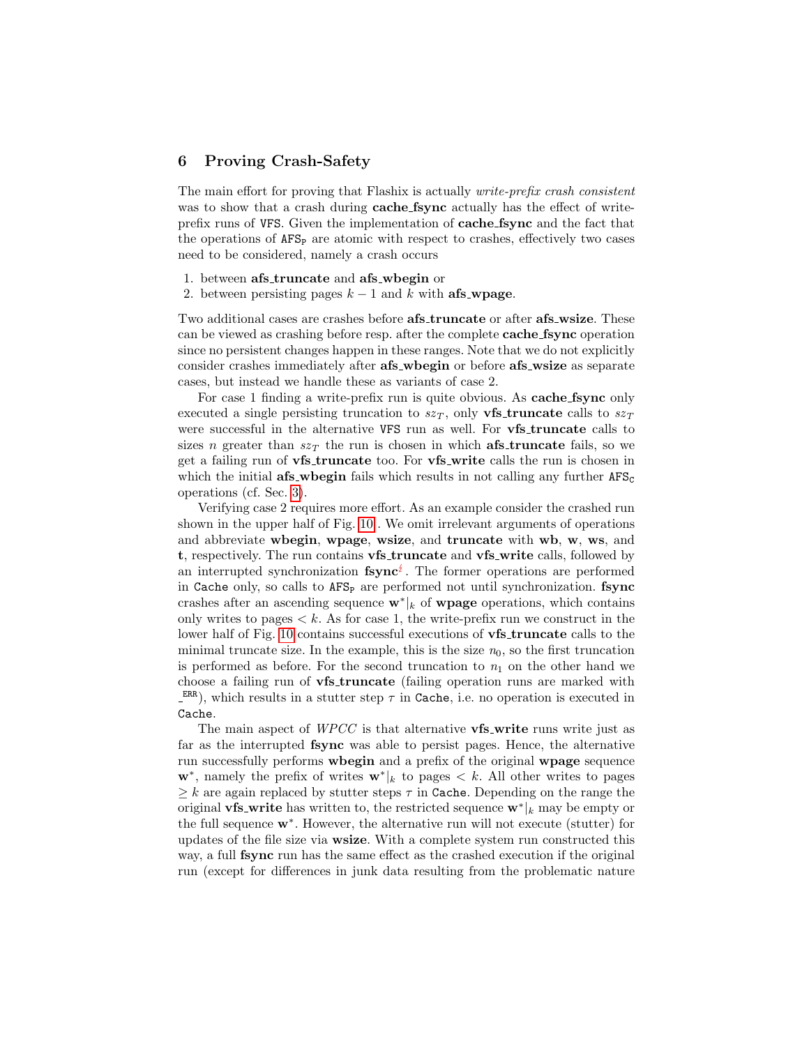## 6 Proving Crash-Safety

The main effort for proving that Flashix is actually *write-prefix crash consistent* was to show that a crash during **cache_fsync** actually has the effect of write-prefix runs of VFS. Given the implementation of **cache_fsync** and the fact that the operations of $\mathtt{AFS_P}$ are atomic with respect to crashes, effectively two cases need to be considered, namely a crash occurs

1. between **afs_truncate** and **afs_wbegin** or
2. between persisting pages $k-1$ and $k$ with **afs_wpage**.

Two additional cases are crashes before **afs_truncate** or after **afs_wsize**. These can be viewed as crashing before resp. after the complete **cache_fsync** operation since no persistent changes happen in these ranges. Note that we do not explicitly consider crashes immediately after **afs_wbegin** or before **afs_wsize** as separate cases, but instead we handle these as variants of case 2.

For case 1 finding a write-prefix run is quite obvious. As **cache_fsync** only executed a single persisting truncation to $sz_T$, only **vfs_truncate** calls to $sz_T$ were successful in the alternative VFS run as well. For **vfs_truncate** calls to sizes $n$ greater than $sz_T$ the run is chosen in which **afs_truncate** fails, so we get a failing run of **vfs_truncate** too. For **vfs_write** calls the run is chosen in which the initial **afs_wbegin** fails which results in not calling any further $\mathtt{AFS_C}$ operations (cf. Sec. 3).

Verifying case 2 requires more effort. As an example consider the crashed run shown in the upper half of Fig. 10. We omit irrelevant arguments of operations and abbreviate **wbegin**, **wpage**, **wsize**, and **truncate** with **wb**, **w**, **ws**, and **t**, respectively. The run contains **vfs_truncate** and **vfs_write** calls, followed by an interrupted synchronization **fsync**$^{⚡}$. The former operations are performed in Cache only, so calls to $\mathtt{AFS_P}$ are performed not until synchronization. **fsync** crashes after an ascending sequence $\mathbf{w}^*|_k$ of **wpage** operations, which contains only writes to pages $< k$. As for case 1, the write-prefix run we construct in the lower half of Fig. 10 contains successful executions of **vfs_truncate** calls to the minimal truncate size. In the example, this is the size $n_0$, so the first truncation is performed as before. For the second truncation to $n_1$ on the other hand we choose a failing run of **vfs_truncate** (failing operation runs are marked with $\_^{\mathtt{ERR}}$), which results in a stutter step $\tau$ in Cache, i.e. no operation is executed in Cache.

The main aspect of *WPCC* is that alternative **vfs_write** runs write just as far as the interrupted **fsync** was able to persist pages. Hence, the alternative run successfully performs **wbegin** and a prefix of the original **wpage** sequence $\mathbf{w}^*$, namely the prefix of writes $\mathbf{w}^*|_k$ to pages $< k$. All other writes to pages $\geq k$ are again replaced by stutter steps $\tau$ in Cache. Depending on the range the original **vfs_write** has written to, the restricted sequence $\mathbf{w}^*|_k$ may be empty or the full sequence $\mathbf{w}^*$. However, the alternative run will not execute (stutter) for updates of the file size via **wsize**. With a complete system run constructed this way, a full **fsync** run has the same effect as the crashed execution if the original run (except for differences in junk data resulting from the problematic nature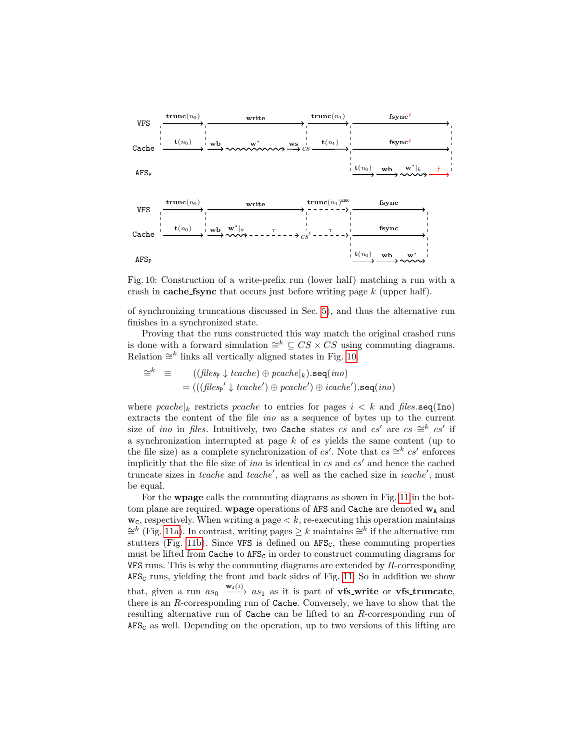Fig. 10: Construction of a write-prefix run (lower half) matching a run with a crash in **cache_fsync** that occurs just before writing page $k$ (upper half).

of synchronizing truncations discussed in Sec. 5), and thus the alternative run finishes in a synchronized state.

Proving that the runs constructed this way match the original crashed runs is done with a forward simulation $\cong^k \subseteq CS \times CS$ using commuting diagrams. Relation $\cong^k$ links all vertically aligned states in Fig. 10.

$$
\begin{aligned}
\cong^k \quad \equiv \quad & ((\mathit{files}_{\mathtt{P}} \downarrow \mathit{tcache}) \oplus \mathit{pcache}|_k).\mathtt{seq}(\mathit{ino}) \\
& = (((\mathit{files}_{\mathtt{P}}{}' \downarrow \mathit{tcache}') \oplus \mathit{pcache}') \oplus \mathit{icache}').\mathtt{seq}(\mathit{ino})
\end{aligned}
$$

where $\mathit{pcache}|_k$ restricts $\mathit{pcache}$ to entries for pages $i < k$ and $\mathit{files}.\mathtt{seq}(\mathtt{Ino})$ extracts the content of the file $\mathit{ino}$ as a sequence of bytes up to the current size of $\mathit{ino}$ in $\mathit{files}$. Intuitively, two `Cache` states $cs$ and $cs'$ are $cs \cong^k cs'$ if a synchronization interrupted at page $k$ of $cs$ yields the same content (up to the file size) as a complete synchronization of $cs'$. Note that $cs \cong^k cs'$ enforces implicitly that the file size of $\mathit{ino}$ is identical in $cs$ and $cs'$ and hence the cached truncate sizes in $\mathit{tcache}$ and $\mathit{tcache}'$, as well as the cached size in $\mathit{icache}'$, must be equal.

For the **wpage** calls the commuting diagrams as shown in Fig. 11 in the bottom plane are required. **wpage** operations of `AFS` and `Cache` are denoted $\mathbf{w}_{\mathtt{A}}$ and $\mathbf{w}_{\mathtt{C}}$, respectively. When writing a page $< k$, re-executing this operation maintains $\cong^k$ (Fig. 11a). In contrast, writing pages $\geq k$ maintains $\cong^k$ if the alternative run stutters (Fig. 11b). Since `VFS` is defined on $\mathtt{AFS}_{\mathtt{C}}$, these commuting properties must be lifted from `Cache` to $\mathtt{AFS}_{\mathtt{C}}$ in order to construct commuting diagrams for `VFS` runs. This is why the commuting diagrams are extended by $R$-corresponding $\mathtt{AFS}_{\mathtt{C}}$ runs, yielding the front and back sides of Fig. 11. So in addition we show that, given a run $as_0 \xrightarrow{\mathbf{w}_{\mathtt{A}}(i)} as_1$ as it is part of **vfs_write** or **vfs_truncate**, there is an $R$-corresponding run of `Cache`. Conversely, we have to show that the resulting alternative run of `Cache` can be lifted to an $R$-corresponding run of $\mathtt{AFS}_{\mathtt{C}}$ as well. Depending on the operation, up to two versions of this lifting are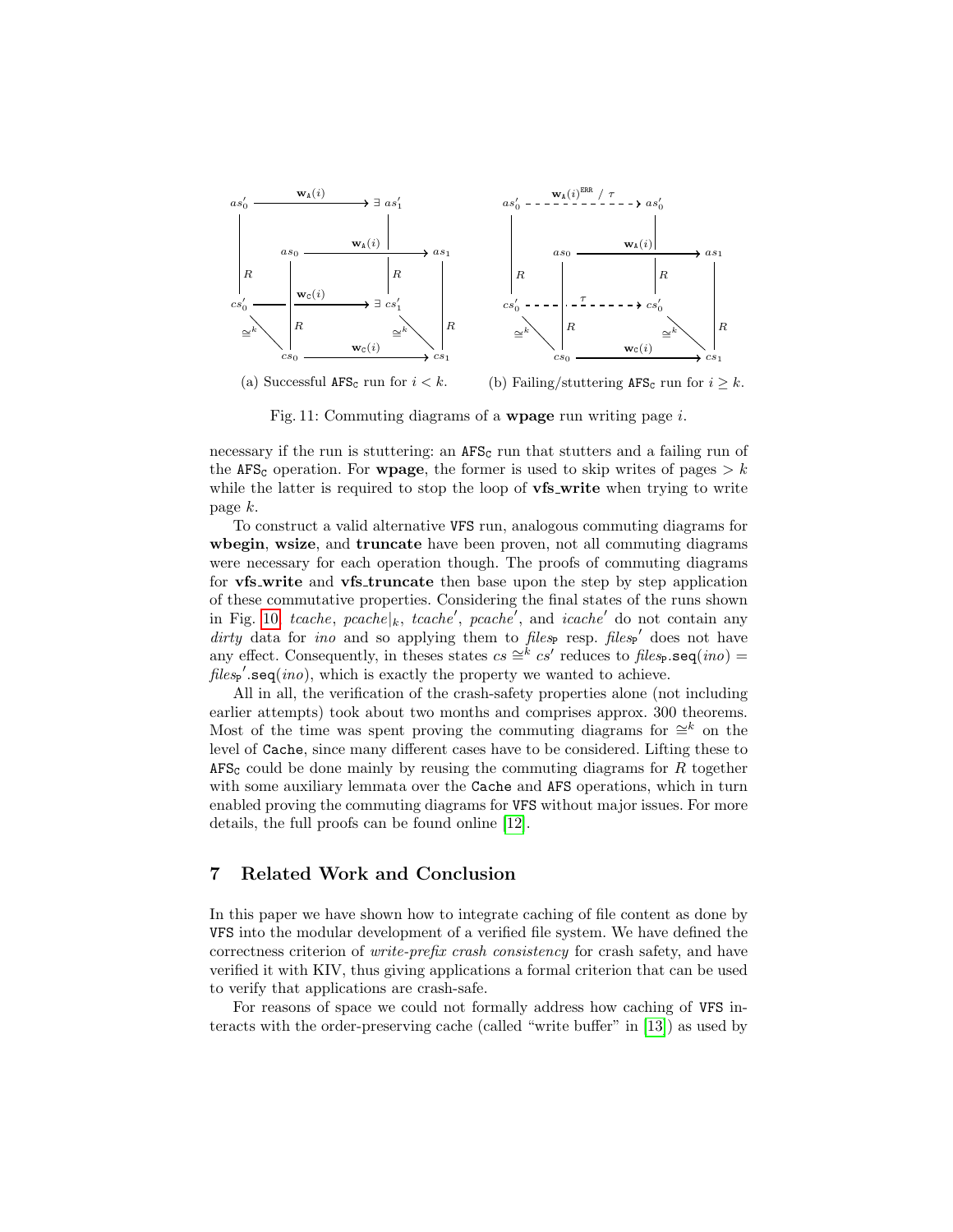(a) Successful $\texttt{AFS}_\texttt{C}$ run for $i < k$.

(b) Failing/stuttering $\texttt{AFS}_\texttt{C}$ run for $i \geq k$.

Fig. 11: Commuting diagrams of a **wpage** run writing page $i$.

necessary if the run is stuttering: an $\texttt{AFS}_\texttt{C}$ run that stutters and a failing run of the $\texttt{AFS}_\texttt{C}$ operation. For **wpage**, the former is used to skip writes of pages $> k$ while the latter is required to stop the loop of **vfs_write** when trying to write page $k$.

To construct a valid alternative VFS run, analogous commuting diagrams for **wbegin**, **wsize**, and **truncate** have been proven, not all commuting diagrams were necessary for each operation though. The proofs of commuting diagrams for **vfs_write** and **vfs_truncate** then base upon the step by step application of these commutative properties. Considering the final states of the runs shown in Fig. 10 *tcache*, $\mathit{pcache}|_k$, $\mathit{tcache}'$, $\mathit{pcache}'$, and $\mathit{icache}'$ do not contain any *dirty* data for *ino* and so applying them to $\mathit{files}_\texttt{P}$ resp. $\mathit{files}_\texttt{P}'$ does not have any effect. Consequently, in theses states $cs \cong^k cs'$ reduces to $\mathit{files}_\texttt{P}.\texttt{seq}(\mathit{ino}) = \mathit{files}_\texttt{P}'.\texttt{seq}(\mathit{ino})$, which is exactly the property we wanted to achieve.

All in all, the verification of the crash-safety properties alone (not including earlier attempts) took about two months and comprises approx. 300 theorems. Most of the time was spent proving the commuting diagrams for $\cong^k$ on the level of Cache, since many different cases have to be considered. Lifting these to $\texttt{AFS}_\texttt{C}$ could be done mainly by reusing the commuting diagrams for $R$ together with some auxiliary lemmata over the Cache and AFS operations, which in turn enabled proving the commuting diagrams for VFS without major issues. For more details, the full proofs can be found online [12].

## 7 Related Work and Conclusion

In this paper we have shown how to integrate caching of file content as done by VFS into the modular development of a verified file system. We have defined the correctness criterion of *write-prefix crash consistency* for crash safety, and have verified it with KIV, thus giving applications a formal criterion that can be used to verify that applications are crash-safe.

For reasons of space we could not formally address how caching of VFS interacts with the order-preserving cache (called "write buffer" in [13]) as used by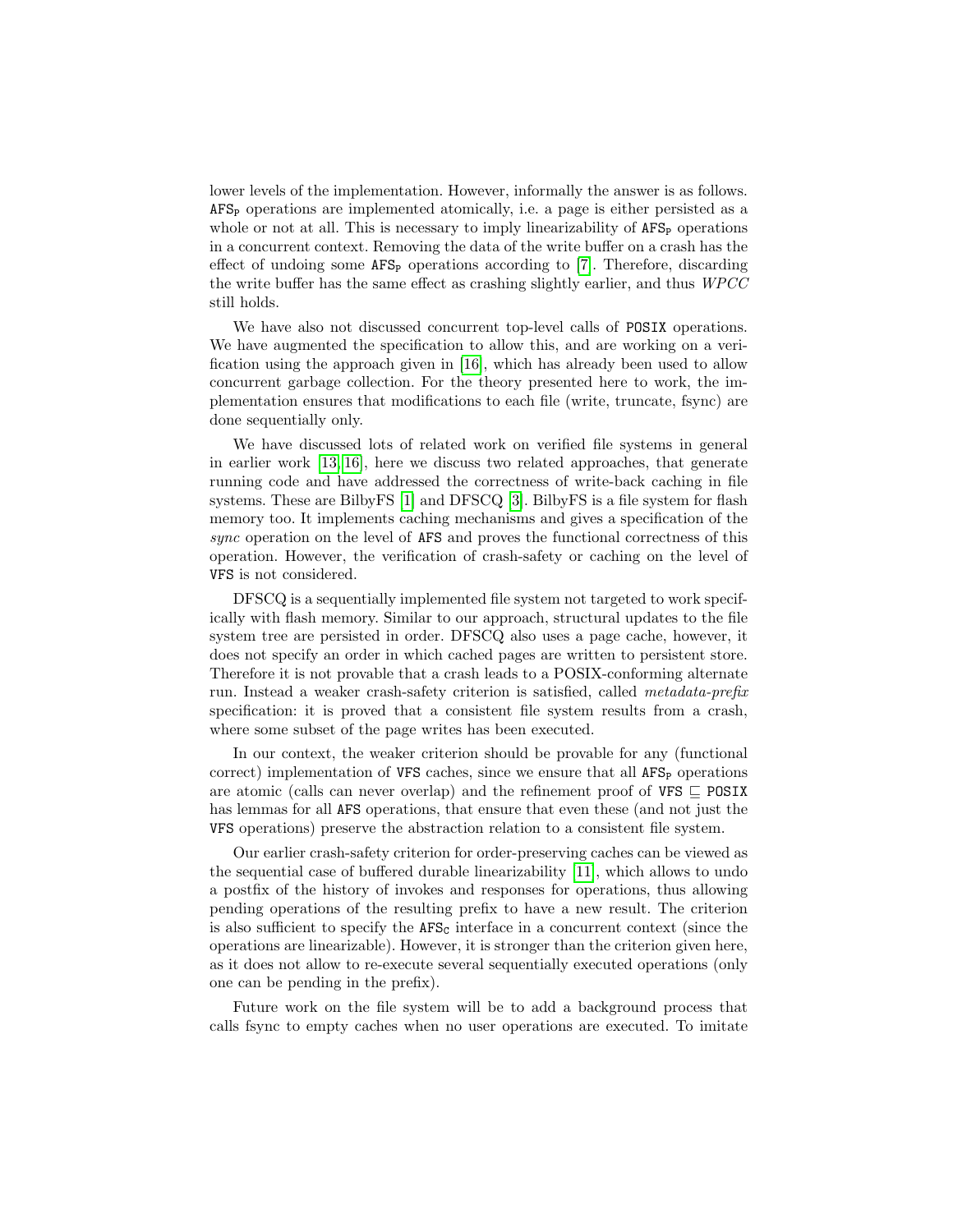lower levels of the implementation. However, informally the answer is as follows. $\texttt{AFS}_\texttt{P}$ operations are implemented atomically, i.e. a page is either persisted as a whole or not at all. This is necessary to imply linearizability of $\texttt{AFS}_\texttt{P}$ operations in a concurrent context. Removing the data of the write buffer on a crash has the effect of undoing some $\texttt{AFS}_\texttt{P}$ operations according to [7]. Therefore, discarding the write buffer has the same effect as crashing slightly earlier, and thus *WPCC* still holds.

We have also not discussed concurrent top-level calls of POSIX operations. We have augmented the specification to allow this, and are working on a verification using the approach given in [16], which has already been used to allow concurrent garbage collection. For the theory presented here to work, the implementation ensures that modifications to each file (write, truncate, fsync) are done sequentially only.

We have discussed lots of related work on verified file systems in general in earlier work [13,16], here we discuss two related approaches, that generate running code and have addressed the correctness of write-back caching in file systems. These are BilbyFS [1] and DFSCQ [3]. BilbyFS is a file system for flash memory too. It implements caching mechanisms and gives a specification of the *sync* operation on the level of AFS and proves the functional correctness of this operation. However, the verification of crash-safety or caching on the level of VFS is not considered.

DFSCQ is a sequentially implemented file system not targeted to work specifically with flash memory. Similar to our approach, structural updates to the file system tree are persisted in order. DFSCQ also uses a page cache, however, it does not specify an order in which cached pages are written to persistent store. Therefore it is not provable that a crash leads to a POSIX-conforming alternate run. Instead a weaker crash-safety criterion is satisfied, called *metadata-prefix* specification: it is proved that a consistent file system results from a crash, where some subset of the page writes has been executed.

In our context, the weaker criterion should be provable for any (functional correct) implementation of VFS caches, since we ensure that all $\texttt{AFS}_\texttt{P}$ operations are atomic (calls can never overlap) and the refinement proof of $\texttt{VFS} \sqsubseteq \texttt{POSIX}$ has lemmas for all AFS operations, that ensure that even these (and not just the VFS operations) preserve the abstraction relation to a consistent file system.

Our earlier crash-safety criterion for order-preserving caches can be viewed as the sequential case of buffered durable linearizability [11], which allows to undo a postfix of the history of invokes and responses for operations, thus allowing pending operations of the resulting prefix to have a new result. The criterion is also sufficient to specify the $\texttt{AFS}_\texttt{C}$ interface in a concurrent context (since the operations are linearizable). However, it is stronger than the criterion given here, as it does not allow to re-execute several sequentially executed operations (only one can be pending in the prefix).

Future work on the file system will be to add a background process that calls fsync to empty caches when no user operations are executed. To imitate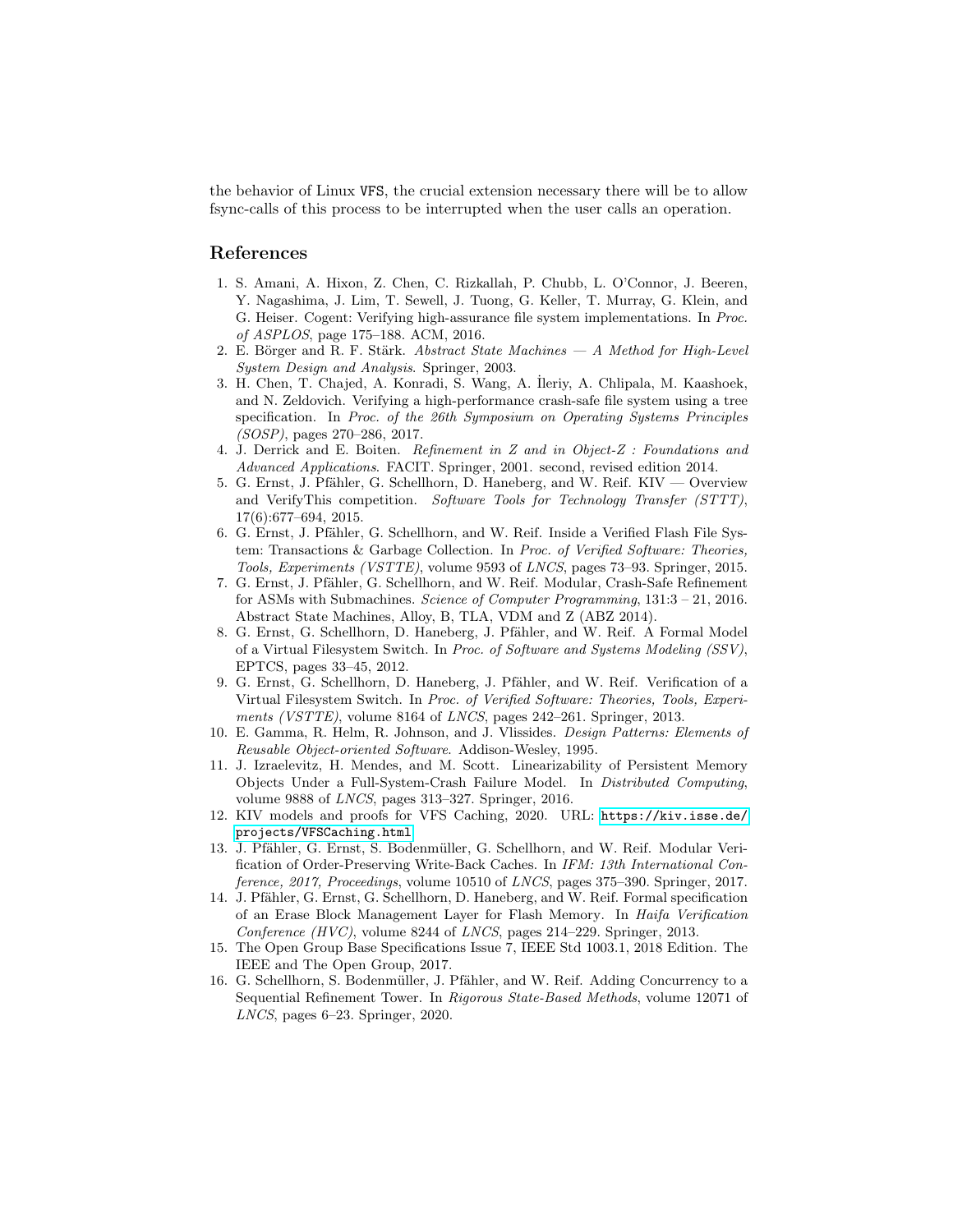the behavior of Linux `VFS`, the crucial extension necessary there will be to allow fsync-calls of this process to be interrupted when the user calls an operation.

## References

1. S. Amani, A. Hixon, Z. Chen, C. Rizkallah, P. Chubb, L. O'Connor, J. Beeren, Y. Nagashima, J. Lim, T. Sewell, J. Tuong, G. Keller, T. Murray, G. Klein, and G. Heiser. Cogent: Verifying high-assurance file system implementations. In *Proc. of ASPLOS*, page 175–188. ACM, 2016.
2. E. Börger and R. F. Stärk. *Abstract State Machines — A Method for High-Level System Design and Analysis*. Springer, 2003.
3. H. Chen, T. Chajed, A. Konradi, S. Wang, A. İleriy, A. Chlipala, M. Kaashoek, and N. Zeldovich. Verifying a high-performance crash-safe file system using a tree specification. In *Proc. of the 26th Symposium on Operating Systems Principles (SOSP)*, pages 270–286, 2017.
4. J. Derrick and E. Boiten. *Refinement in Z and in Object-Z : Foundations and Advanced Applications*. FACIT. Springer, 2001. second, revised edition 2014.
5. G. Ernst, J. Pfähler, G. Schellhorn, D. Haneberg, and W. Reif. KIV — Overview and VerifyThis competition. *Software Tools for Technology Transfer (STTT)*, 17(6):677–694, 2015.
6. G. Ernst, J. Pfähler, G. Schellhorn, and W. Reif. Inside a Verified Flash File System: Transactions & Garbage Collection. In *Proc. of Verified Software: Theories, Tools, Experiments (VSTTE)*, volume 9593 of *LNCS*, pages 73–93. Springer, 2015.
7. G. Ernst, J. Pfähler, G. Schellhorn, and W. Reif. Modular, Crash-Safe Refinement for ASMs with Submachines. *Science of Computer Programming*, 131:3 – 21, 2016. Abstract State Machines, Alloy, B, TLA, VDM and Z (ABZ 2014).
8. G. Ernst, G. Schellhorn, D. Haneberg, J. Pfähler, and W. Reif. A Formal Model of a Virtual Filesystem Switch. In *Proc. of Software and Systems Modeling (SSV)*, EPTCS, pages 33–45, 2012.
9. G. Ernst, G. Schellhorn, D. Haneberg, J. Pfähler, and W. Reif. Verification of a Virtual Filesystem Switch. In *Proc. of Verified Software: Theories, Tools, Experiments (VSTTE)*, volume 8164 of *LNCS*, pages 242–261. Springer, 2013.
10. E. Gamma, R. Helm, R. Johnson, and J. Vlissides. *Design Patterns: Elements of Reusable Object-oriented Software*. Addison-Wesley, 1995.
11. J. Izraelevitz, H. Mendes, and M. Scott. Linearizability of Persistent Memory Objects Under a Full-System-Crash Failure Model. In *Distributed Computing*, volume 9888 of *LNCS*, pages 313–327. Springer, 2016.
12. KIV models and proofs for VFS Caching, 2020. URL: https://kiv.isse.de/projects/VFSCaching.html
13. J. Pfähler, G. Ernst, S. Bodenmüller, G. Schellhorn, and W. Reif. Modular Verification of Order-Preserving Write-Back Caches. In *IFM: 13th International Conference, 2017, Proceedings*, volume 10510 of *LNCS*, pages 375–390. Springer, 2017.
14. J. Pfähler, G. Ernst, G. Schellhorn, D. Haneberg, and W. Reif. Formal specification of an Erase Block Management Layer for Flash Memory. In *Haifa Verification Conference (HVC)*, volume 8244 of *LNCS*, pages 214–229. Springer, 2013.
15. The Open Group Base Specifications Issue 7, IEEE Std 1003.1, 2018 Edition. The IEEE and The Open Group, 2017.
16. G. Schellhorn, S. Bodenmüller, J. Pfähler, and W. Reif. Adding Concurrency to a Sequential Refinement Tower. In *Rigorous State-Based Methods*, volume 12071 of *LNCS*, pages 6–23. Springer, 2020.